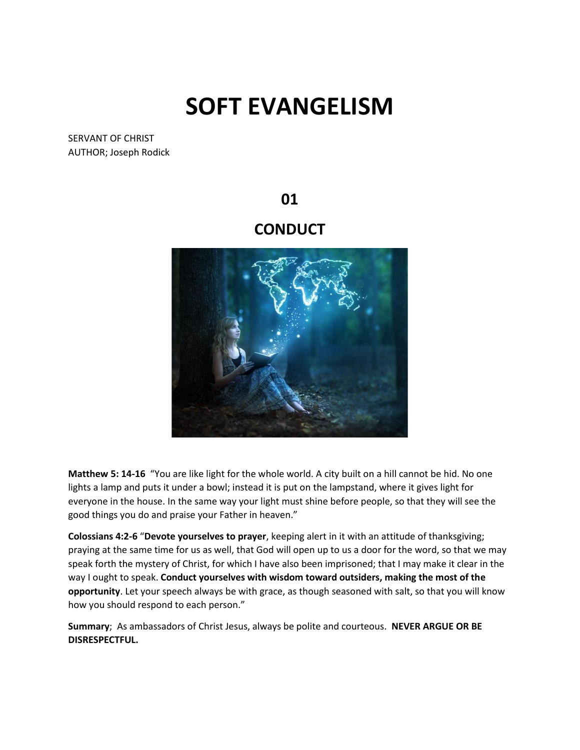# SOFT EVANGELISM

SERVANT OF CHRIST
AUTHOR; Joseph Rodick

## 01

## CONDUCT

**Matthew 5: 14-16** “You are like light for the whole world. A city built on a hill cannot be hid. No one lights a lamp and puts it under a bowl; instead it is put on the lampstand, where it gives light for everyone in the house. In the same way your light must shine before people, so that they will see the good things you do and praise your Father in heaven.”

**Colossians 4:2-6** “**Devote yourselves to prayer**, keeping alert in it with an attitude of thanksgiving; praying at the same time for us as well, that God will open up to us a door for the word, so that we may speak forth the mystery of Christ, for which I have also been imprisoned; that I may make it clear in the way I ought to speak. **Conduct yourselves with wisdom toward outsiders, making the most of the opportunity**. Let your speech always be with grace, as though seasoned with salt, so that you will know how you should respond to each person.”

**Summary**; As ambassadors of Christ Jesus, always be polite and courteous. **NEVER ARGUE OR BE DISRESPECTFUL.**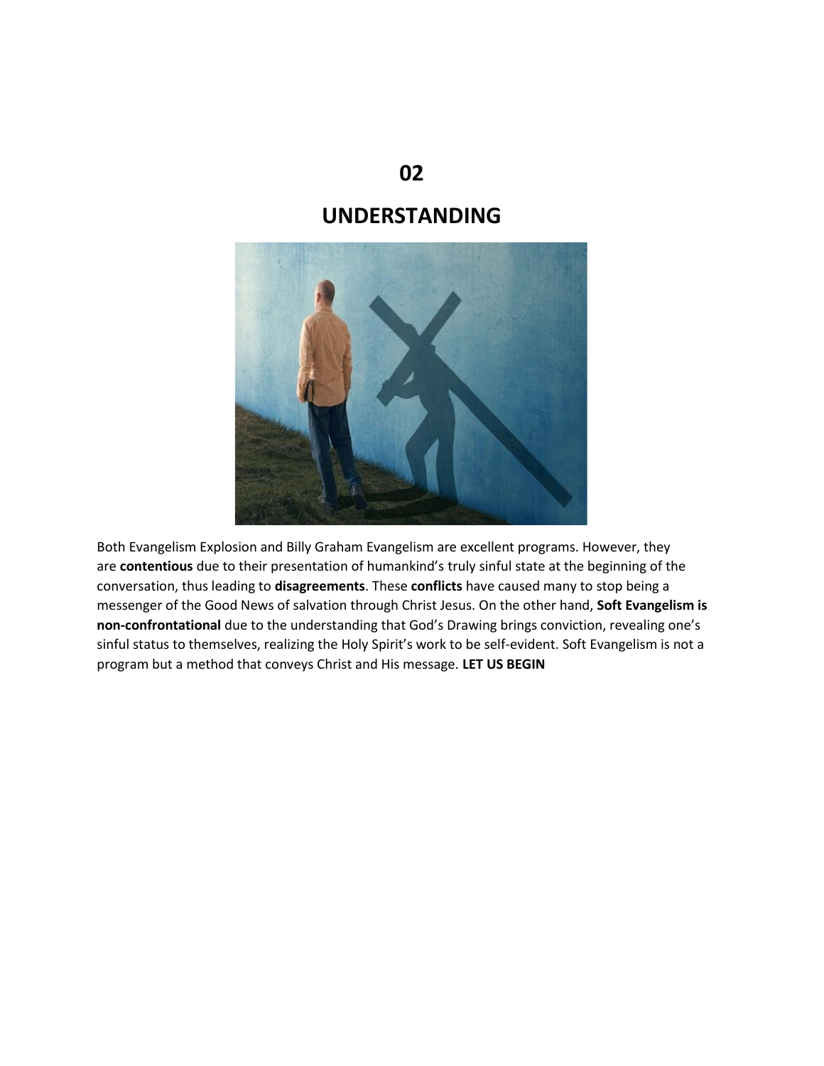# 02

# UNDERSTANDING

Both Evangelism Explosion and Billy Graham Evangelism are excellent programs. However, they are **contentious** due to their presentation of humankind's truly sinful state at the beginning of the conversation, thus leading to **disagreements**. These **conflicts** have caused many to stop being a messenger of the Good News of salvation through Christ Jesus. On the other hand, **Soft Evangelism is non-confrontational** due to the understanding that God's Drawing brings conviction, revealing one's sinful status to themselves, realizing the Holy Spirit's work to be self-evident. Soft Evangelism is not a program but a method that conveys Christ and His message. **LET US BEGIN**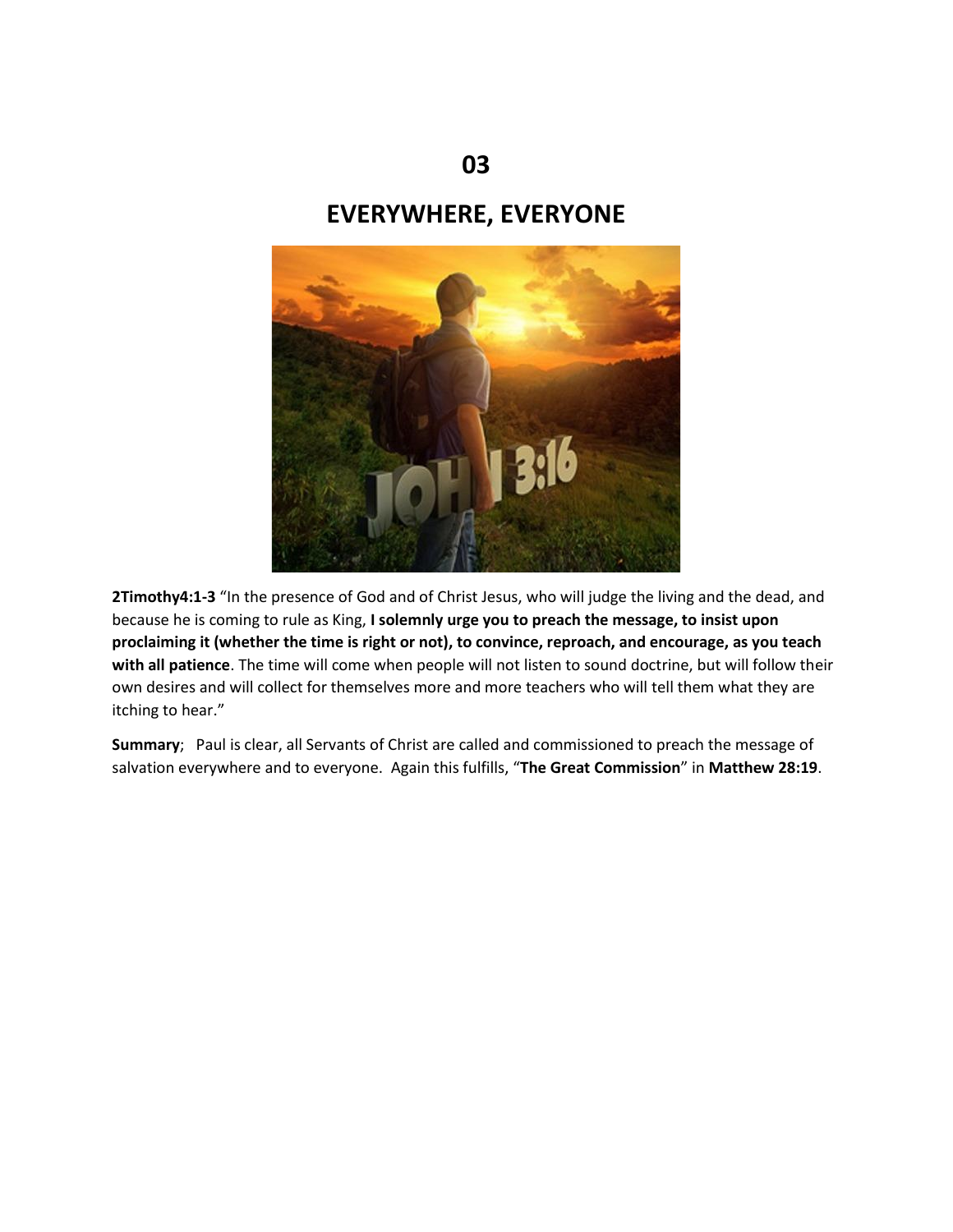# 03

# EVERYWHERE, EVERYONE

**2Timothy4:1-3** "In the presence of God and of Christ Jesus, who will judge the living and the dead, and because he is coming to rule as King, **I solemnly urge you to preach the message, to insist upon proclaiming it (whether the time is right or not), to convince, reproach, and encourage, as you teach with all patience**. The time will come when people will not listen to sound doctrine, but will follow their own desires and will collect for themselves more and more teachers who will tell them what they are itching to hear."

**Summary**; Paul is clear, all Servants of Christ are called and commissioned to preach the message of salvation everywhere and to everyone. Again this fulfills, "**The Great Commission**" in **Matthew 28:19**.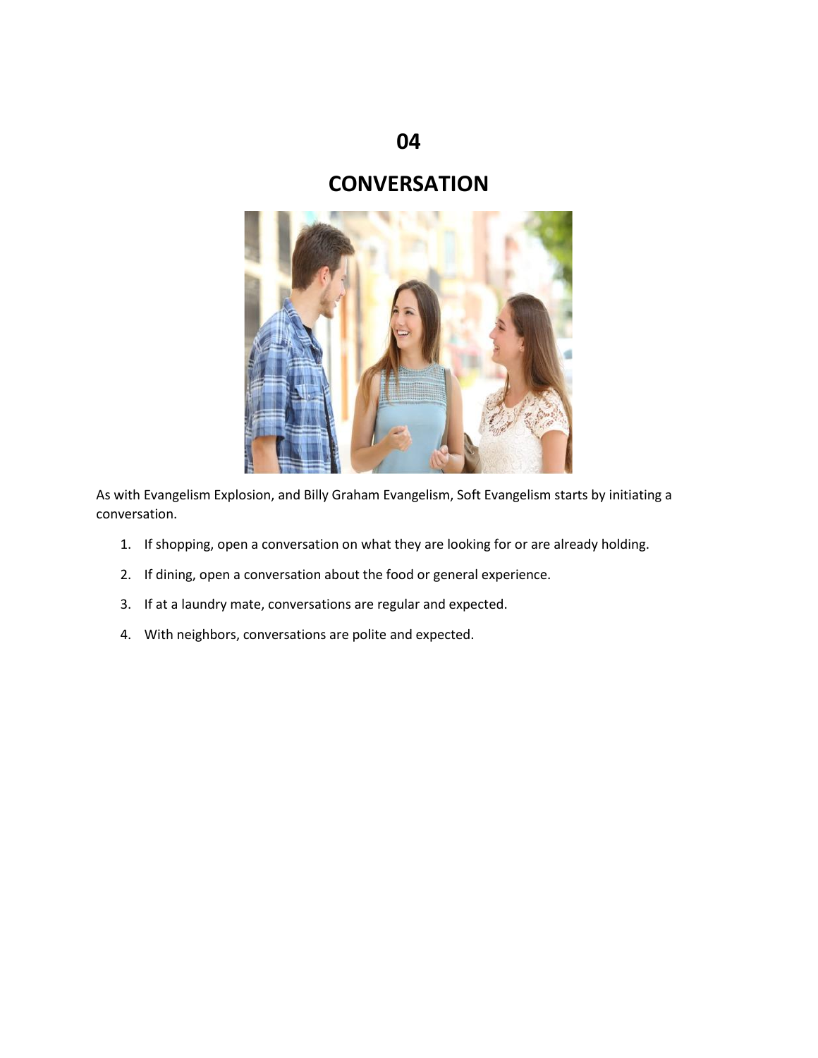# 04

# CONVERSATION

As with Evangelism Explosion, and Billy Graham Evangelism, Soft Evangelism starts by initiating a conversation.

1. If shopping, open a conversation on what they are looking for or are already holding.
2. If dining, open a conversation about the food or general experience.
3. If at a laundry mate, conversations are regular and expected.
4. With neighbors, conversations are polite and expected.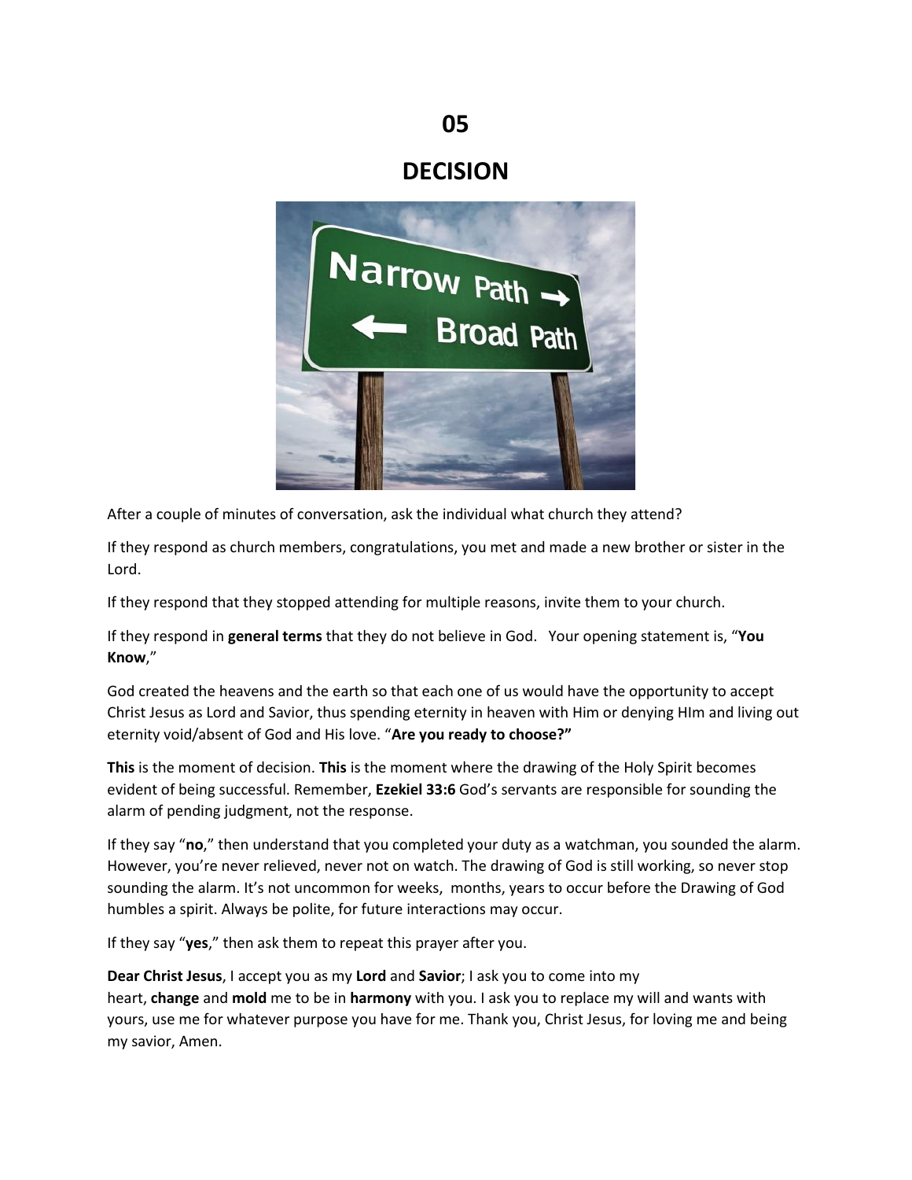# 05

# DECISION

After a couple of minutes of conversation, ask the individual what church they attend?

If they respond as church members, congratulations, you met and made a new brother or sister in the Lord.

If they respond that they stopped attending for multiple reasons, invite them to your church.

If they respond in **general terms** that they do not believe in God. Your opening statement is, "**You Know**,"

God created the heavens and the earth so that each one of us would have the opportunity to accept Christ Jesus as Lord and Savior, thus spending eternity in heaven with Him or denying HIm and living out eternity void/absent of God and His love. "**Are you ready to choose?"**

**This** is the moment of decision. **This** is the moment where the drawing of the Holy Spirit becomes evident of being successful. Remember, **Ezekiel 33:6** God's servants are responsible for sounding the alarm of pending judgment, not the response.

If they say "**no**," then understand that you completed your duty as a watchman, you sounded the alarm. However, you're never relieved, never not on watch. The drawing of God is still working, so never stop sounding the alarm. It's not uncommon for weeks, months, years to occur before the Drawing of God humbles a spirit. Always be polite, for future interactions may occur.

If they say "**yes**," then ask them to repeat this prayer after you.

**Dear Christ Jesus**, I accept you as my **Lord** and **Savior**; I ask you to come into my heart, **change** and **mold** me to be in **harmony** with you. I ask you to replace my will and wants with yours, use me for whatever purpose you have for me. Thank you, Christ Jesus, for loving me and being my savior, Amen.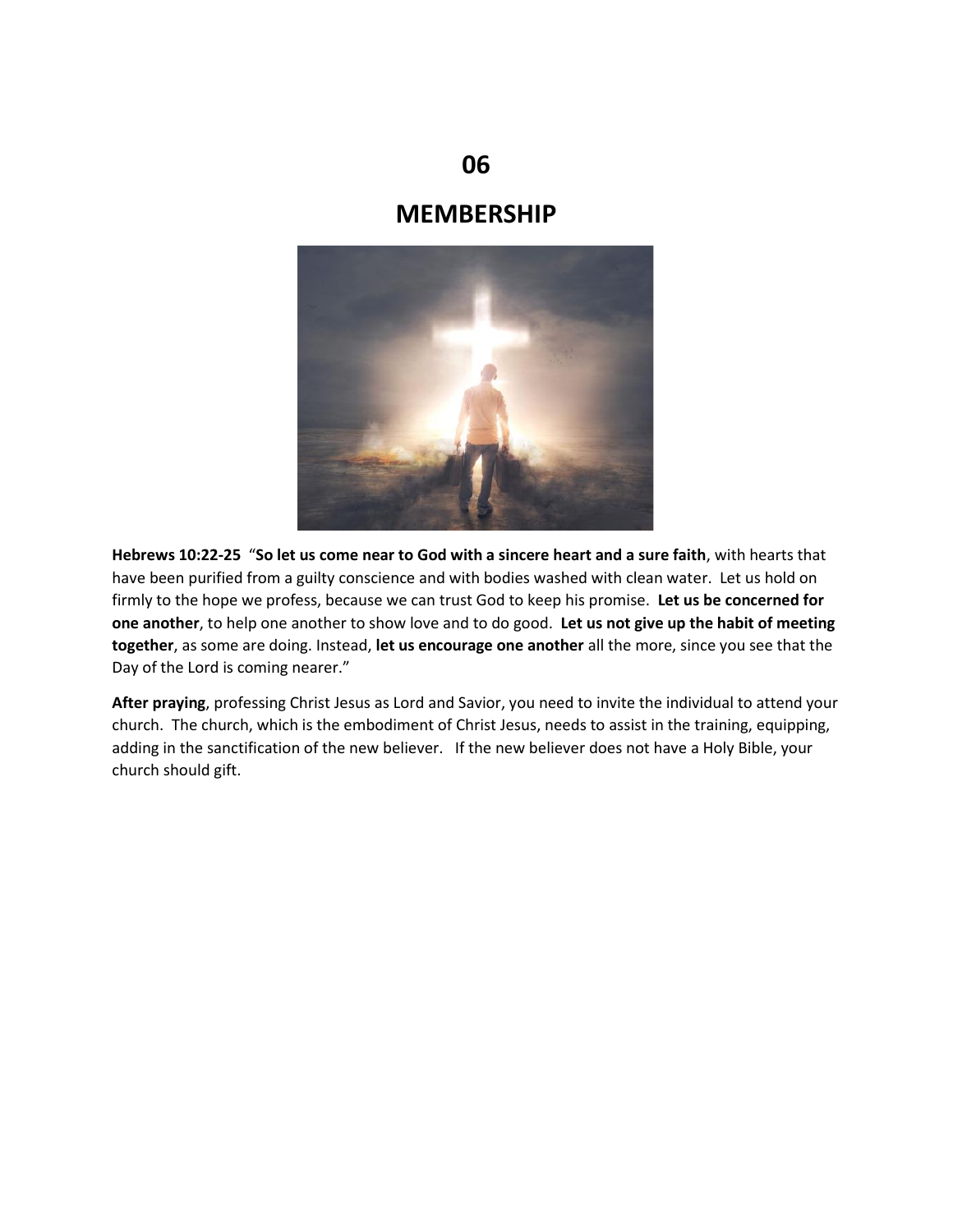# 06

# MEMBERSHIP

**Hebrews 10:22-25** "**So let us come near to God with a sincere heart and a sure faith**, with hearts that have been purified from a guilty conscience and with bodies washed with clean water. Let us hold on firmly to the hope we profess, because we can trust God to keep his promise. **Let us be concerned for one another**, to help one another to show love and to do good. **Let us not give up the habit of meeting together**, as some are doing. Instead, **let us encourage one another** all the more, since you see that the Day of the Lord is coming nearer."

**After praying**, professing Christ Jesus as Lord and Savior, you need to invite the individual to attend your church. The church, which is the embodiment of Christ Jesus, needs to assist in the training, equipping, adding in the sanctification of the new believer. If the new believer does not have a Holy Bible, your church should gift.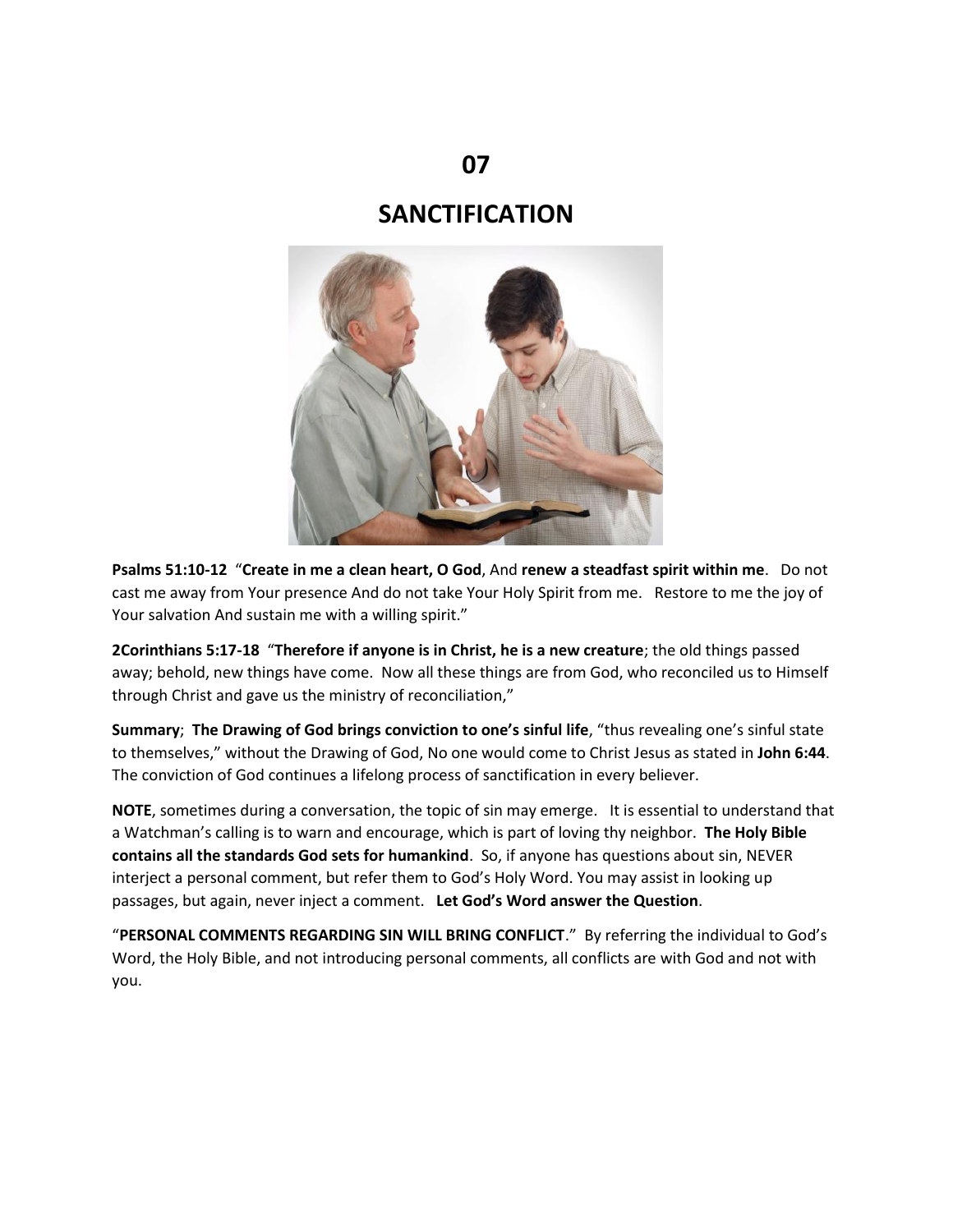# 07

# SANCTIFICATION

**Psalms 51:10-12** "**Create in me a clean heart, O God**, And **renew a steadfast spirit within me**. Do not cast me away from Your presence And do not take Your Holy Spirit from me. Restore to me the joy of Your salvation And sustain me with a willing spirit."

**2Corinthians 5:17-18** "**Therefore if anyone is in Christ, he is a new creature**; the old things passed away; behold, new things have come. Now all these things are from God, who reconciled us to Himself through Christ and gave us the ministry of reconciliation,"

**Summary**; **The Drawing of God brings conviction to one's sinful life**, "thus revealing one's sinful state to themselves," without the Drawing of God, No one would come to Christ Jesus as stated in **John 6:44**. The conviction of God continues a lifelong process of sanctification in every believer.

**NOTE**, sometimes during a conversation, the topic of sin may emerge. It is essential to understand that a Watchman's calling is to warn and encourage, which is part of loving thy neighbor. **The Holy Bible contains all the standards God sets for humankind**. So, if anyone has questions about sin, NEVER interject a personal comment, but refer them to God's Holy Word. You may assist in looking up passages, but again, never inject a comment. **Let God's Word answer the Question**.

"**PERSONAL COMMENTS REGARDING SIN WILL BRING CONFLICT**." By referring the individual to God's Word, the Holy Bible, and not introducing personal comments, all conflicts are with God and not with you.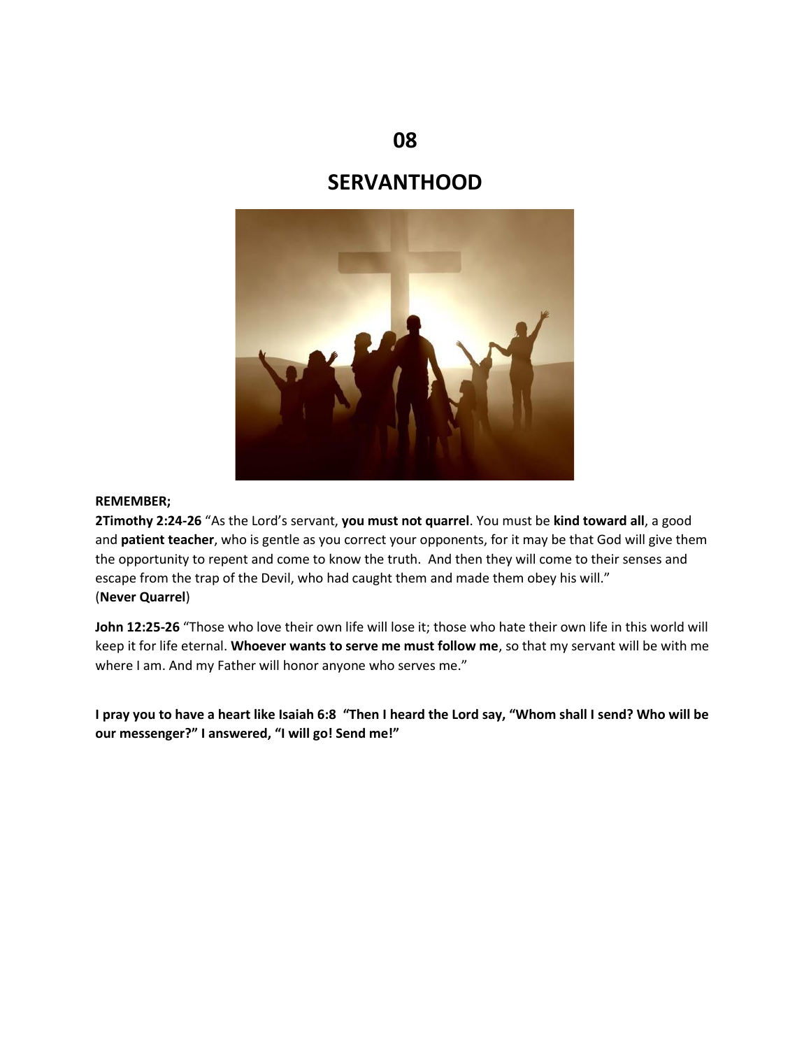# 08

# SERVANTHOOD

**REMEMBER;**

**2Timothy 2:24-26** "As the Lord's servant, **you must not quarrel**. You must be **kind toward all**, a good and **patient teacher**, who is gentle as you correct your opponents, for it may be that God will give them the opportunity to repent and come to know the truth. And then they will come to their senses and escape from the trap of the Devil, who had caught them and made them obey his will." (**Never Quarrel**)

**John 12:25-26** "Those who love their own life will lose it; those who hate their own life in this world will keep it for life eternal. **Whoever wants to serve me must follow me**, so that my servant will be with me where I am. And my Father will honor anyone who serves me."

**I pray you to have a heart like Isaiah 6:8 "Then I heard the Lord say, "Whom shall I send? Who will be our messenger?" I answered, "I will go! Send me!"**